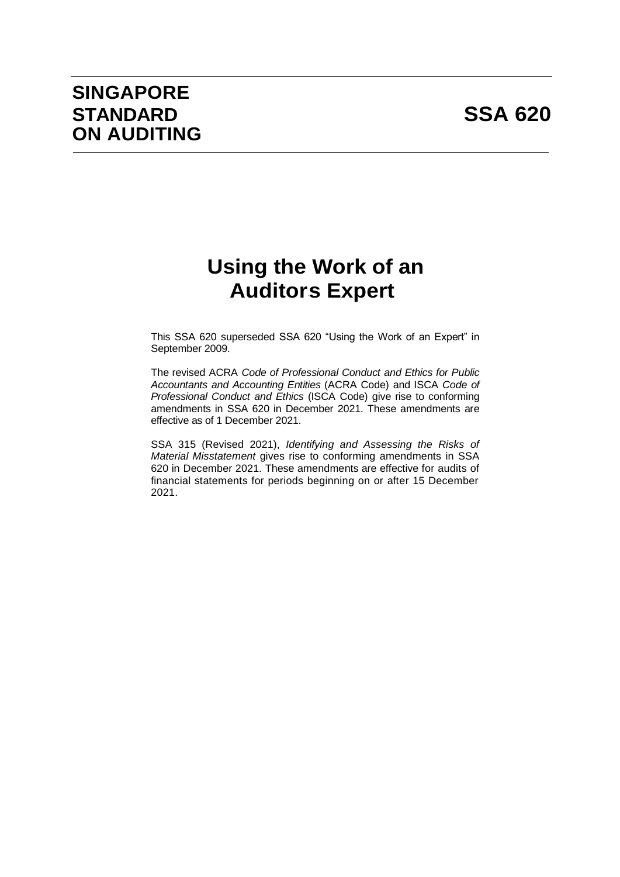# SINGAPORE STANDARD ON AUDITING

# SSA 620

## Using the Work of an Auditor's Expert

This SSA 620 superseded SSA 620 "Using the Work of an Expert" in September 2009.

The revised ACRA *Code of Professional Conduct and Ethics for Public Accountants and Accounting Entities* (ACRA Code) and ISCA *Code of Professional Conduct and Ethics* (ISCA Code) give rise to conforming amendments in SSA 620 in December 2021. These amendments are effective as of 1 December 2021.

SSA 315 (Revised 2021), *Identifying and Assessing the Risks of Material Misstatement* gives rise to conforming amendments in SSA 620 in December 2021. These amendments are effective for audits of financial statements for periods beginning on or after 15 December 2021.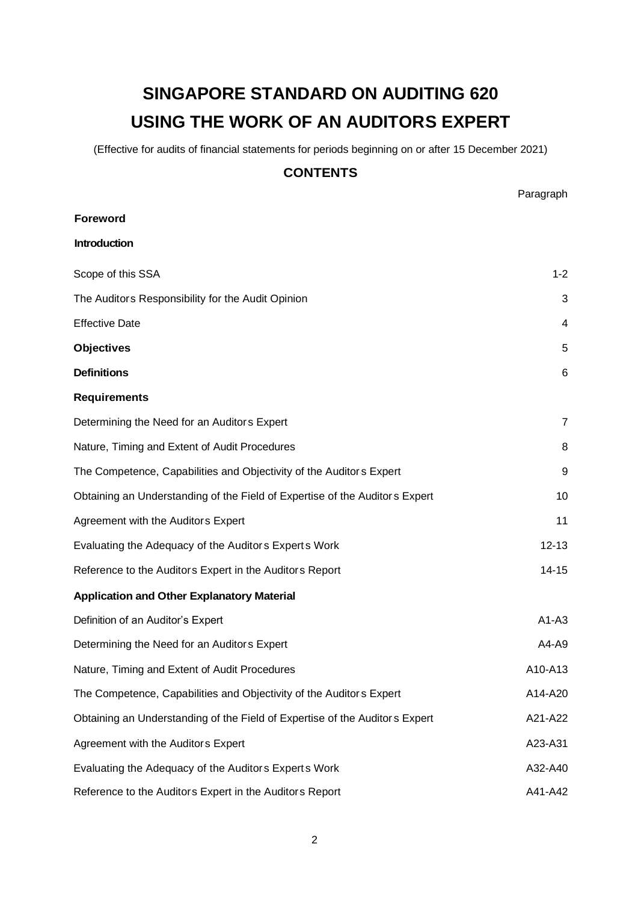# SINGAPORE STANDARD ON AUDITING 620

# USING THE WORK OF AN AUDITORS EXPERT

(Effective for audits of financial statements for periods beginning on or after 15 December 2021)

## CONTENTS

| | Paragraph |
|---|---|
| **Foreword** | |
| **Introduction** | |
| Scope of this SSA | 1-2 |
| The Auditors Responsibility for the Audit Opinion | 3 |
| Effective Date | 4 |
| **Objectives** | 5 |
| **Definitions** | 6 |
| **Requirements** | |
| Determining the Need for an Auditors Expert | 7 |
| Nature, Timing and Extent of Audit Procedures | 8 |
| The Competence, Capabilities and Objectivity of the Auditors Expert | 9 |
| Obtaining an Understanding of the Field of Expertise of the Auditors Expert | 10 |
| Agreement with the Auditors Expert | 11 |
| Evaluating the Adequacy of the Auditors Experts Work | 12-13 |
| Reference to the Auditors Expert in the Auditors Report | 14-15 |
| **Application and Other Explanatory Material** | |
| Definition of an Auditor's Expert | A1-A3 |
| Determining the Need for an Auditors Expert | A4-A9 |
| Nature, Timing and Extent of Audit Procedures | A10-A13 |
| The Competence, Capabilities and Objectivity of the Auditors Expert | A14-A20 |
| Obtaining an Understanding of the Field of Expertise of the Auditors Expert | A21-A22 |
| Agreement with the Auditors Expert | A23-A31 |
| Evaluating the Adequacy of the Auditors Experts Work | A32-A40 |
| Reference to the Auditors Expert in the Auditors Report | A41-A42 |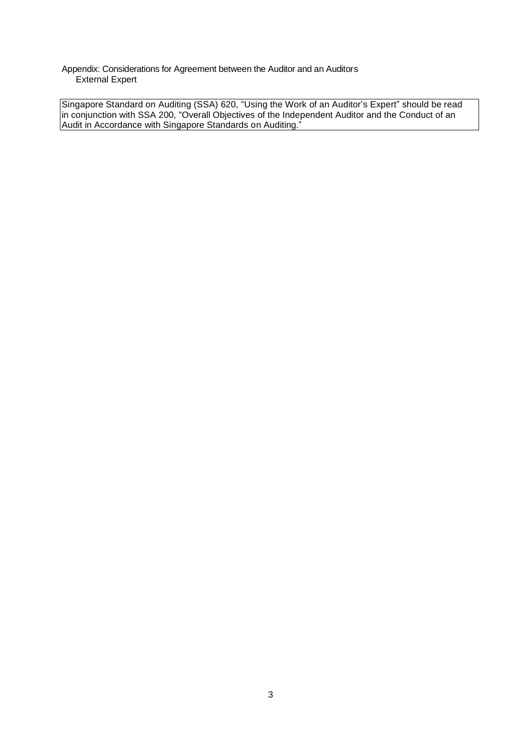Appendix: Considerations for Agreement between the Auditor and an Auditors External Expert

Singapore Standard on Auditing (SSA) 620, "Using the Work of an Auditor's Expert" should be read in conjunction with SSA 200, "Overall Objectives of the Independent Auditor and the Conduct of an Audit in Accordance with Singapore Standards on Auditing."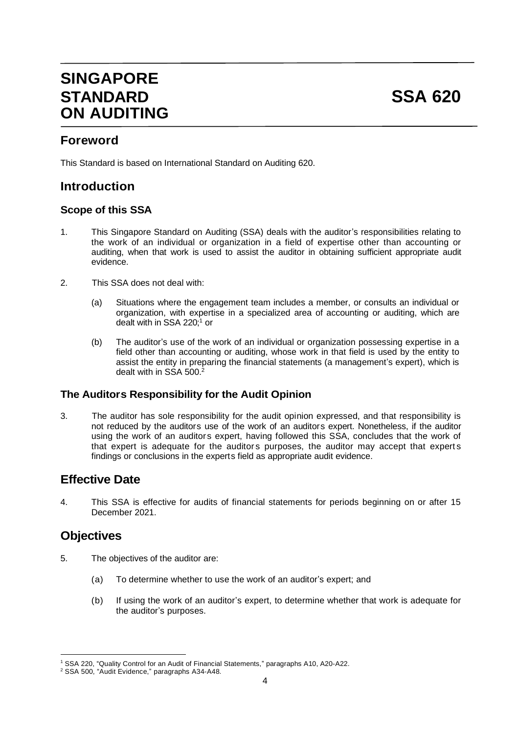# SINGAPORE STANDARD ON AUDITING SSA 620

## Foreword

This Standard is based on International Standard on Auditing 620.

## Introduction

### Scope of this SSA

1. This Singapore Standard on Auditing (SSA) deals with the auditor's responsibilities relating to the work of an individual or organization in a field of expertise other than accounting or auditing, when that work is used to assist the auditor in obtaining sufficient appropriate audit evidence.

2. This SSA does not deal with:

   (a) Situations where the engagement team includes a member, or consults an individual or organization, with expertise in a specialized area of accounting or auditing, which are dealt with in SSA 220;[1] or

   (b) The auditor's use of the work of an individual or organization possessing expertise in a field other than accounting or auditing, whose work in that field is used by the entity to assist the entity in preparing the financial statements (a management's expert), which is dealt with in SSA 500.[2]

### The Auditors Responsibility for the Audit Opinion

3. The auditor has sole responsibility for the audit opinion expressed, and that responsibility is not reduced by the auditors use of the work of an auditors expert. Nonetheless, if the auditor using the work of an auditors expert, having followed this SSA, concludes that the work of that expert is adequate for the auditors purposes, the auditor may accept that experts findings or conclusions in the experts field as appropriate audit evidence.

## Effective Date

4. This SSA is effective for audits of financial statements for periods beginning on or after 15 December 2021.

## Objectives

5. The objectives of the auditor are:

   (a) To determine whether to use the work of an auditor's expert; and

   (b) If using the work of an auditor's expert, to determine whether that work is adequate for the auditor's purposes.

---

[1] SSA 220, "Quality Control for an Audit of Financial Statements," paragraphs A10, A20-A22.

[2] SSA 500, "Audit Evidence," paragraphs A34-A48.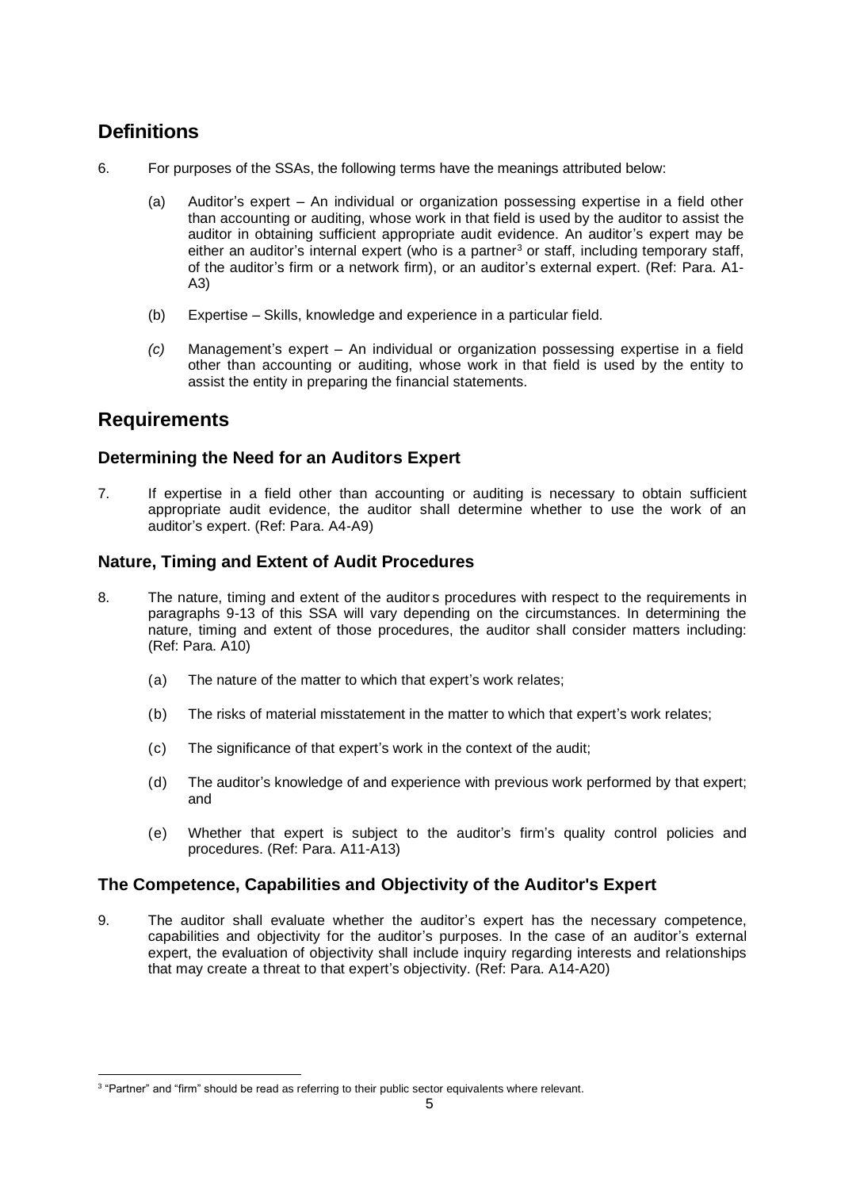## Definitions

6. For purposes of the SSAs, the following terms have the meanings attributed below:

   (a) Auditor's expert – An individual or organization possessing expertise in a field other than accounting or auditing, whose work in that field is used by the auditor to assist the auditor in obtaining sufficient appropriate audit evidence. An auditor's expert may be either an auditor's internal expert (who is a partner[3] or staff, including temporary staff, of the auditor's firm or a network firm), or an auditor's external expert. (Ref: Para. A1-A3)

   (b) Expertise – Skills, knowledge and experience in a particular field.

   *(c)* Management's expert – An individual or organization possessing expertise in a field other than accounting or auditing, whose work in that field is used by the entity to assist the entity in preparing the financial statements.

## Requirements

### Determining the Need for an Auditors Expert

7. If expertise in a field other than accounting or auditing is necessary to obtain sufficient appropriate audit evidence, the auditor shall determine whether to use the work of an auditor's expert. (Ref: Para. A4-A9)

### Nature, Timing and Extent of Audit Procedures

8. The nature, timing and extent of the auditor s procedures with respect to the requirements in paragraphs 9-13 of this SSA will vary depending on the circumstances. In determining the nature, timing and extent of those procedures, the auditor shall consider matters including: (Ref: Para. A10)

   (a) The nature of the matter to which that expert's work relates;

   (b) The risks of material misstatement in the matter to which that expert's work relates;

   (c) The significance of that expert's work in the context of the audit;

   (d) The auditor's knowledge of and experience with previous work performed by that expert; and

   (e) Whether that expert is subject to the auditor's firm's quality control policies and procedures. (Ref: Para. A11-A13)

### The Competence, Capabilities and Objectivity of the Auditor's Expert

9. The auditor shall evaluate whether the auditor's expert has the necessary competence, capabilities and objectivity for the auditor's purposes. In the case of an auditor's external expert, the evaluation of objectivity shall include inquiry regarding interests and relationships that may create a threat to that expert's objectivity. (Ref: Para. A14-A20)

[3] "Partner" and "firm" should be read as referring to their public sector equivalents where relevant.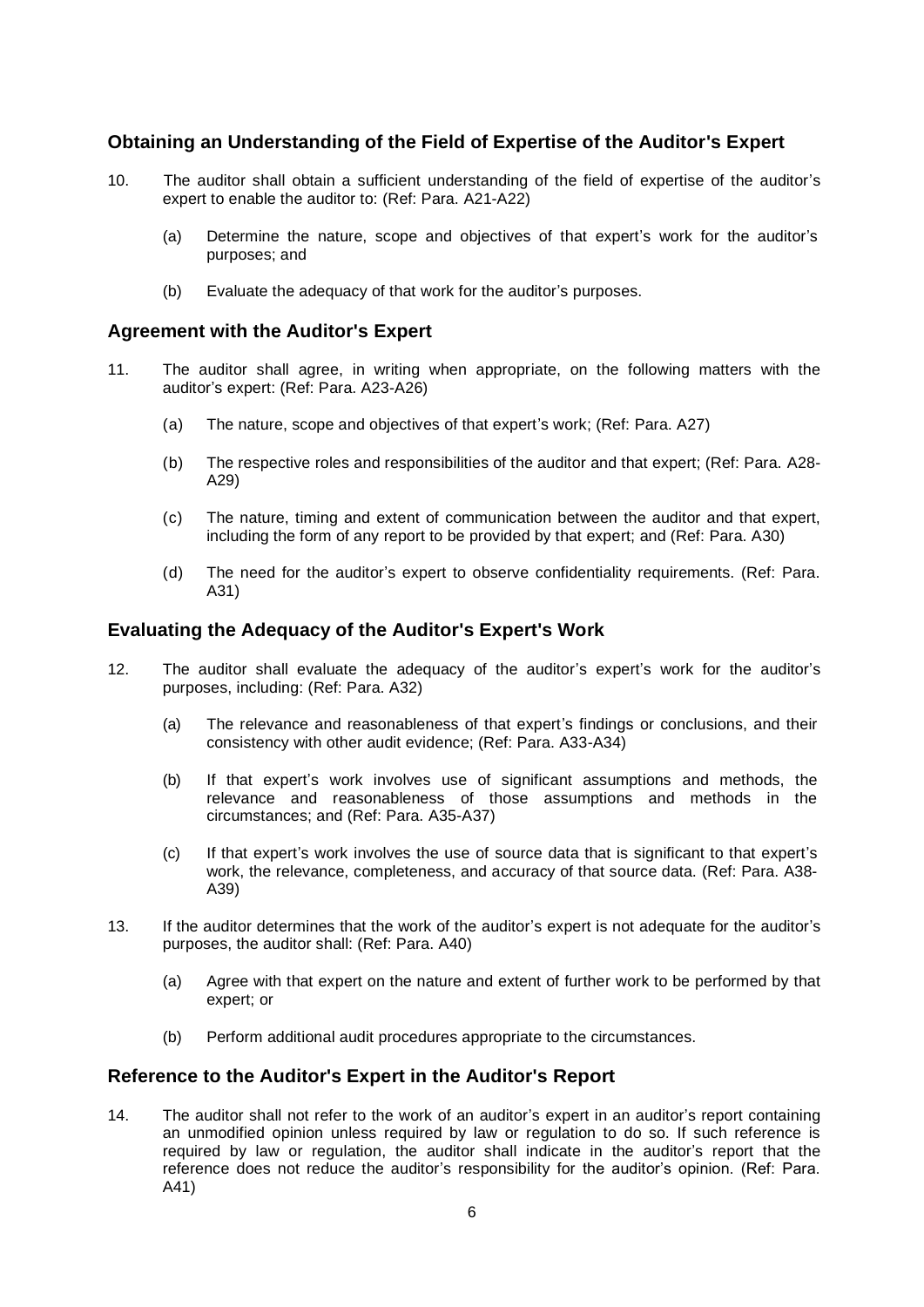### Obtaining an Understanding of the Field of Expertise of the Auditor's Expert

10. The auditor shall obtain a sufficient understanding of the field of expertise of the auditor's expert to enable the auditor to: (Ref: Para. A21-A22)

    (a) Determine the nature, scope and objectives of that expert's work for the auditor's purposes; and

    (b) Evaluate the adequacy of that work for the auditor's purposes.

### Agreement with the Auditor's Expert

11. The auditor shall agree, in writing when appropriate, on the following matters with the auditor's expert: (Ref: Para. A23-A26)

    (a) The nature, scope and objectives of that expert's work; (Ref: Para. A27)

    (b) The respective roles and responsibilities of the auditor and that expert; (Ref: Para. A28-A29)

    (c) The nature, timing and extent of communication between the auditor and that expert, including the form of any report to be provided by that expert; and (Ref: Para. A30)

    (d) The need for the auditor's expert to observe confidentiality requirements. (Ref: Para. A31)

### Evaluating the Adequacy of the Auditor's Expert's Work

12. The auditor shall evaluate the adequacy of the auditor's expert's work for the auditor's purposes, including: (Ref: Para. A32)

    (a) The relevance and reasonableness of that expert's findings or conclusions, and their consistency with other audit evidence; (Ref: Para. A33-A34)

    (b) If that expert's work involves use of significant assumptions and methods, the relevance and reasonableness of those assumptions and methods in the circumstances; and (Ref: Para. A35-A37)

    (c) If that expert's work involves the use of source data that is significant to that expert's work, the relevance, completeness, and accuracy of that source data. (Ref: Para. A38-A39)

13. If the auditor determines that the work of the auditor's expert is not adequate for the auditor's purposes, the auditor shall: (Ref: Para. A40)

    (a) Agree with that expert on the nature and extent of further work to be performed by that expert; or

    (b) Perform additional audit procedures appropriate to the circumstances.

### Reference to the Auditor's Expert in the Auditor's Report

14. The auditor shall not refer to the work of an auditor's expert in an auditor's report containing an unmodified opinion unless required by law or regulation to do so. If such reference is required by law or regulation, the auditor shall indicate in the auditor's report that the reference does not reduce the auditor's responsibility for the auditor's opinion. (Ref: Para. A41)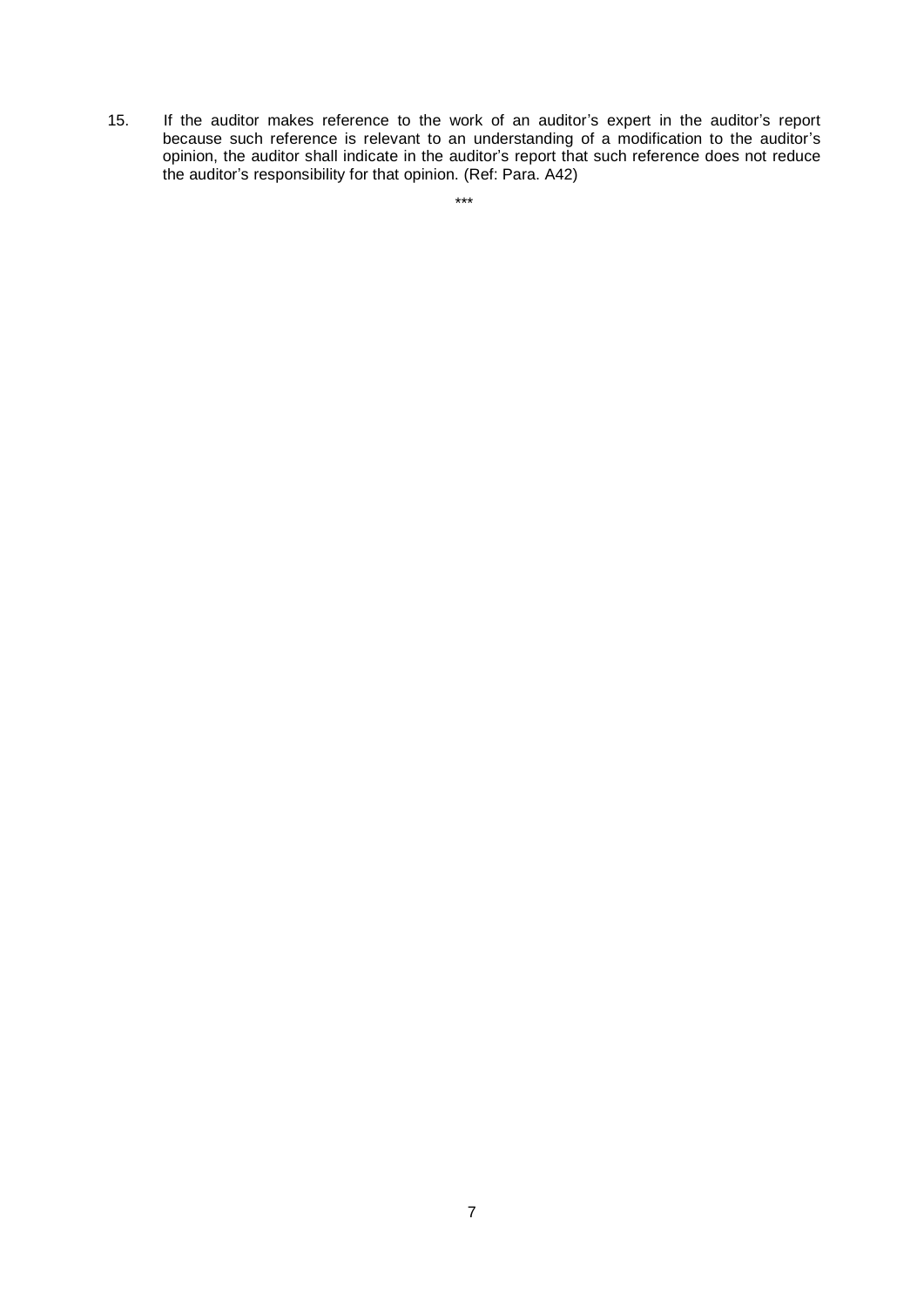15. If the auditor makes reference to the work of an auditor's expert in the auditor's report because such reference is relevant to an understanding of a modification to the auditor's opinion, the auditor shall indicate in the auditor's report that such reference does not reduce the auditor's responsibility for that opinion. (Ref: Para. A42)

***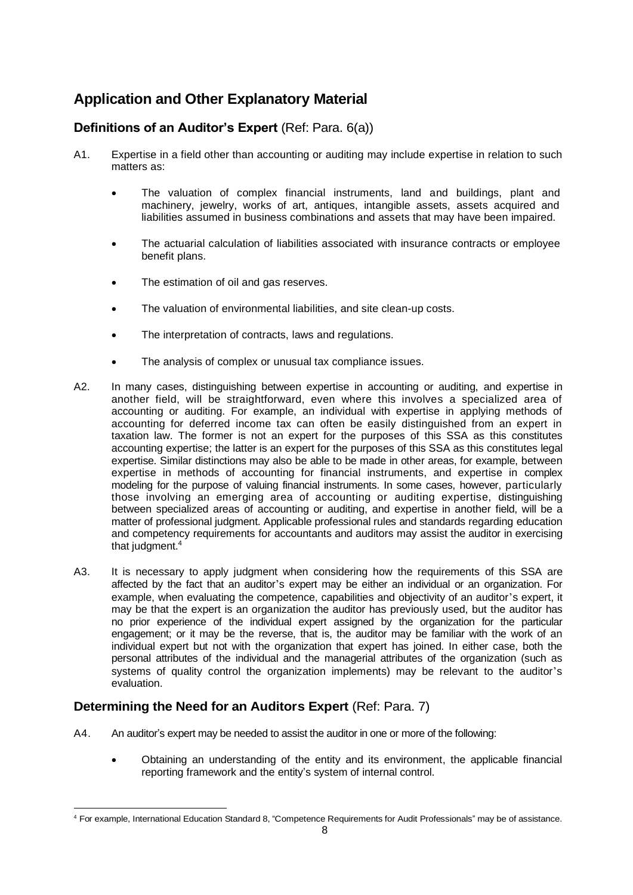## Application and Other Explanatory Material

### Definitions of an Auditor's Expert (Ref: Para. 6(a))

A1. Expertise in a field other than accounting or auditing may include expertise in relation to such matters as:

- The valuation of complex financial instruments, land and buildings, plant and machinery, jewelry, works of art, antiques, intangible assets, assets acquired and liabilities assumed in business combinations and assets that may have been impaired.
- The actuarial calculation of liabilities associated with insurance contracts or employee benefit plans.
- The estimation of oil and gas reserves.
- The valuation of environmental liabilities, and site clean-up costs.
- The interpretation of contracts, laws and regulations.
- The analysis of complex or unusual tax compliance issues.

A2. In many cases, distinguishing between expertise in accounting or auditing, and expertise in another field, will be straightforward, even where this involves a specialized area of accounting or auditing. For example, an individual with expertise in applying methods of accounting for deferred income tax can often be easily distinguished from an expert in taxation law. The former is not an expert for the purposes of this SSA as this constitutes accounting expertise; the latter is an expert for the purposes of this SSA as this constitutes legal expertise. Similar distinctions may also be able to be made in other areas, for example, between expertise in methods of accounting for financial instruments, and expertise in complex modeling for the purpose of valuing financial instruments. In some cases, however, particularly those involving an emerging area of accounting or auditing expertise, distinguishing between specialized areas of accounting or auditing, and expertise in another field, will be a matter of professional judgment. Applicable professional rules and standards regarding education and competency requirements for accountants and auditors may assist the auditor in exercising that judgment.[4]

A3. It is necessary to apply judgment when considering how the requirements of this SSA are affected by the fact that an auditor's expert may be either an individual or an organization. For example, when evaluating the competence, capabilities and objectivity of an auditor's expert, it may be that the expert is an organization the auditor has previously used, but the auditor has no prior experience of the individual expert assigned by the organization for the particular engagement; or it may be the reverse, that is, the auditor may be familiar with the work of an individual expert but not with the organization that expert has joined. In either case, both the personal attributes of the individual and the managerial attributes of the organization (such as systems of quality control the organization implements) may be relevant to the auditor's evaluation.

### Determining the Need for an Auditors Expert (Ref: Para. 7)

A4. An auditor's expert may be needed to assist the auditor in one or more of the following:

- Obtaining an understanding of the entity and its environment, the applicable financial reporting framework and the entity's system of internal control.

[4] For example, International Education Standard 8, "Competence Requirements for Audit Professionals" may be of assistance.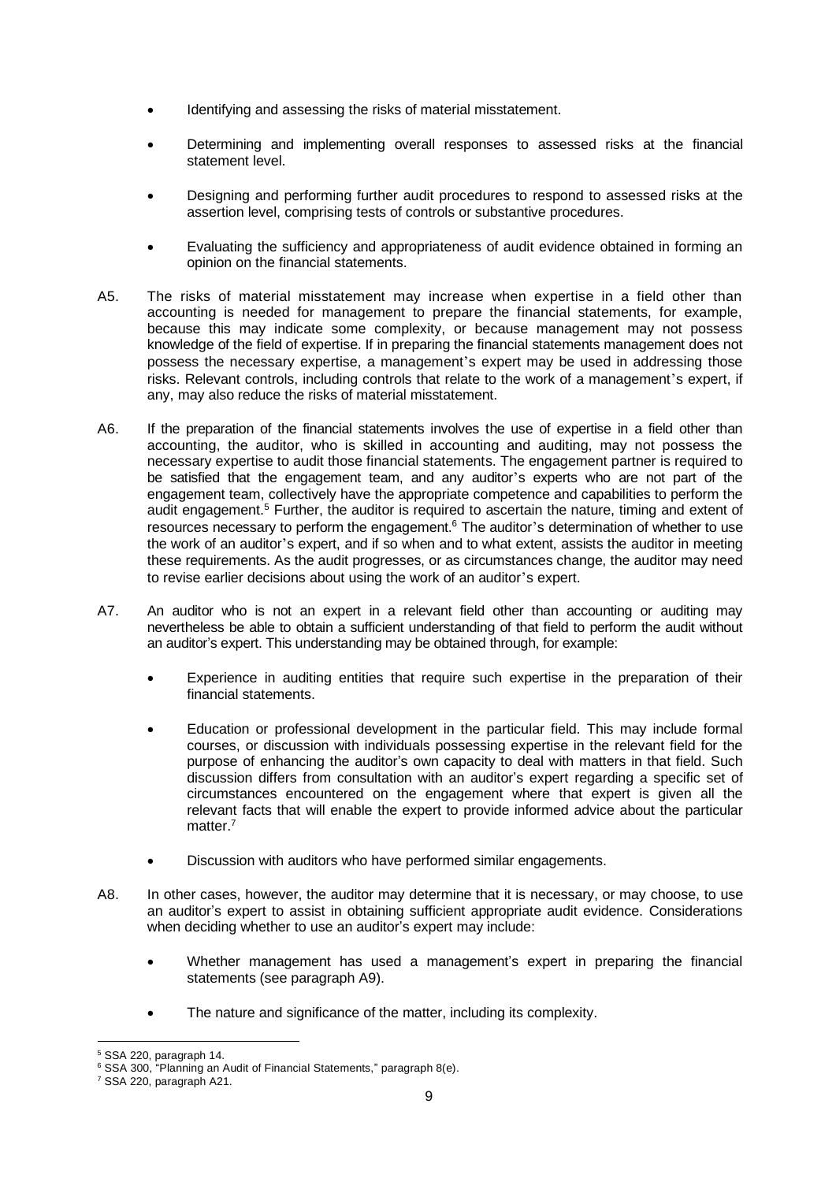- Identifying and assessing the risks of material misstatement.

- Determining and implementing overall responses to assessed risks at the financial statement level.

- Designing and performing further audit procedures to respond to assessed risks at the assertion level, comprising tests of controls or substantive procedures.

- Evaluating the sufficiency and appropriateness of audit evidence obtained in forming an opinion on the financial statements.

A5. The risks of material misstatement may increase when expertise in a field other than accounting is needed for management to prepare the financial statements, for example, because this may indicate some complexity, or because management may not possess knowledge of the field of expertise. If in preparing the financial statements management does not possess the necessary expertise, a management's expert may be used in addressing those risks. Relevant controls, including controls that relate to the work of a management's expert, if any, may also reduce the risks of material misstatement.

A6. If the preparation of the financial statements involves the use of expertise in a field other than accounting, the auditor, who is skilled in accounting and auditing, may not possess the necessary expertise to audit those financial statements. The engagement partner is required to be satisfied that the engagement team, and any auditor's experts who are not part of the engagement team, collectively have the appropriate competence and capabilities to perform the audit engagement.[5] Further, the auditor is required to ascertain the nature, timing and extent of resources necessary to perform the engagement.[6] The auditor's determination of whether to use the work of an auditor's expert, and if so when and to what extent, assists the auditor in meeting these requirements. As the audit progresses, or as circumstances change, the auditor may need to revise earlier decisions about using the work of an auditor's expert.

A7. An auditor who is not an expert in a relevant field other than accounting or auditing may nevertheless be able to obtain a sufficient understanding of that field to perform the audit without an auditor's expert. This understanding may be obtained through, for example:

- Experience in auditing entities that require such expertise in the preparation of their financial statements.

- Education or professional development in the particular field. This may include formal courses, or discussion with individuals possessing expertise in the relevant field for the purpose of enhancing the auditor's own capacity to deal with matters in that field. Such discussion differs from consultation with an auditor's expert regarding a specific set of circumstances encountered on the engagement where that expert is given all the relevant facts that will enable the expert to provide informed advice about the particular matter.[7]

- Discussion with auditors who have performed similar engagements.

A8. In other cases, however, the auditor may determine that it is necessary, or may choose, to use an auditor's expert to assist in obtaining sufficient appropriate audit evidence. Considerations when deciding whether to use an auditor's expert may include:

- Whether management has used a management's expert in preparing the financial statements (see paragraph A9).

- The nature and significance of the matter, including its complexity.

---

[5] SSA 220, paragraph 14.

[6] SSA 300, "Planning an Audit of Financial Statements," paragraph 8(e).

[7] SSA 220, paragraph A21.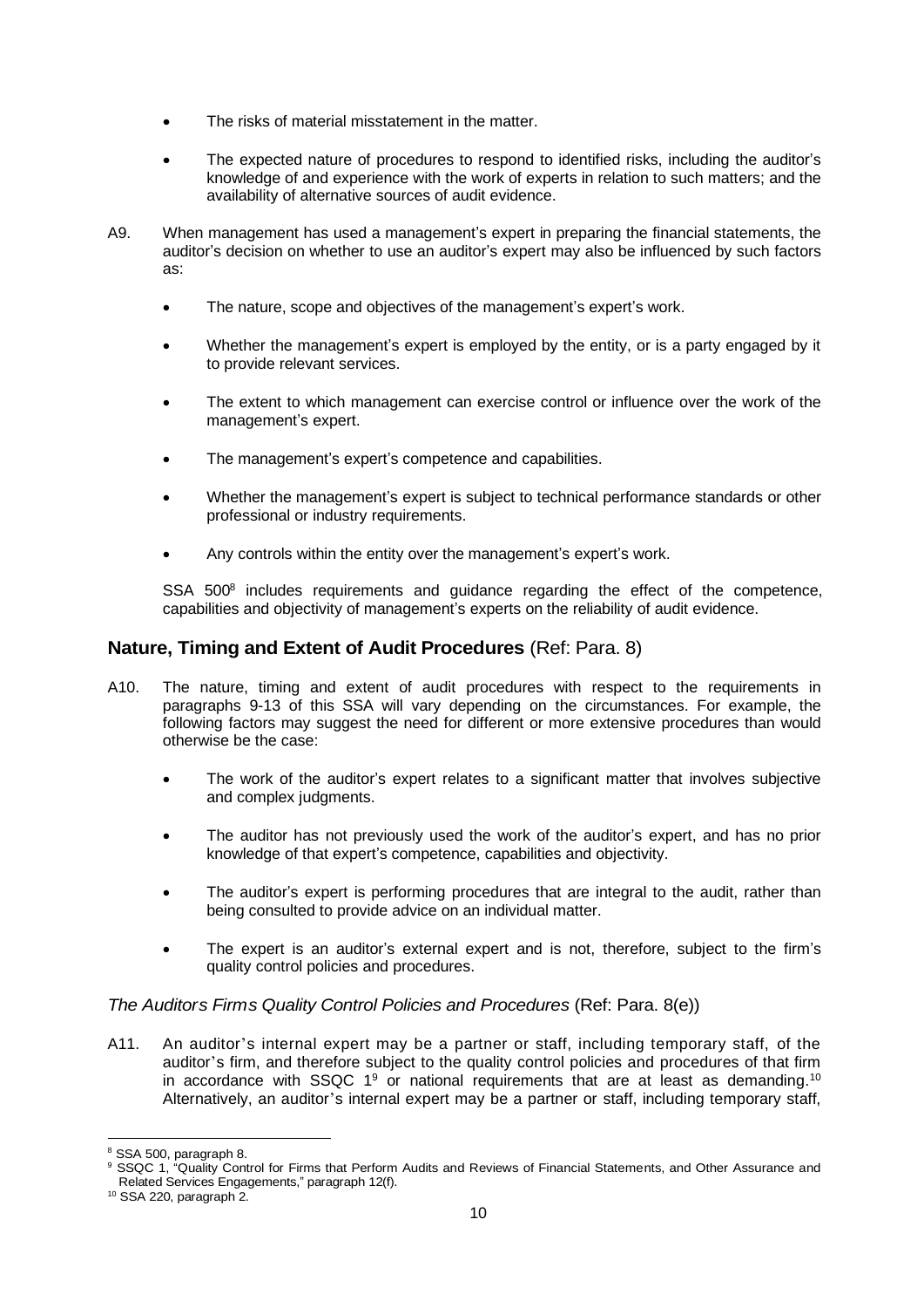- The risks of material misstatement in the matter.
- The expected nature of procedures to respond to identified risks, including the auditor's knowledge of and experience with the work of experts in relation to such matters; and the availability of alternative sources of audit evidence.

A9. When management has used a management's expert in preparing the financial statements, the auditor's decision on whether to use an auditor's expert may also be influenced by such factors as:

- The nature, scope and objectives of the management's expert's work.
- Whether the management's expert is employed by the entity, or is a party engaged by it to provide relevant services.
- The extent to which management can exercise control or influence over the work of the management's expert.
- The management's expert's competence and capabilities.
- Whether the management's expert is subject to technical performance standards or other professional or industry requirements.
- Any controls within the entity over the management's expert's work.

SSA 500[8] includes requirements and guidance regarding the effect of the competence, capabilities and objectivity of management's experts on the reliability of audit evidence.

## **Nature, Timing and Extent of Audit Procedures** (Ref: Para. 8)

A10. The nature, timing and extent of audit procedures with respect to the requirements in paragraphs 9-13 of this SSA will vary depending on the circumstances. For example, the following factors may suggest the need for different or more extensive procedures than would otherwise be the case:

- The work of the auditor's expert relates to a significant matter that involves subjective and complex judgments.
- The auditor has not previously used the work of the auditor's expert, and has no prior knowledge of that expert's competence, capabilities and objectivity.
- The auditor's expert is performing procedures that are integral to the audit, rather than being consulted to provide advice on an individual matter.
- The expert is an auditor's external expert and is not, therefore, subject to the firm's quality control policies and procedures.

*The Auditors Firms Quality Control Policies and Procedures* (Ref: Para. 8(e))

A11. An auditor's internal expert may be a partner or staff, including temporary staff, of the auditor's firm, and therefore subject to the quality control policies and procedures of that firm in accordance with SSQC 1[9] or national requirements that are at least as demanding.[10] Alternatively, an auditor's internal expert may be a partner or staff, including temporary staff,

[8] SSA 500, paragraph 8.

[9] SSQC 1, "Quality Control for Firms that Perform Audits and Reviews of Financial Statements, and Other Assurance and Related Services Engagements," paragraph 12(f).

[10] SSA 220, paragraph 2.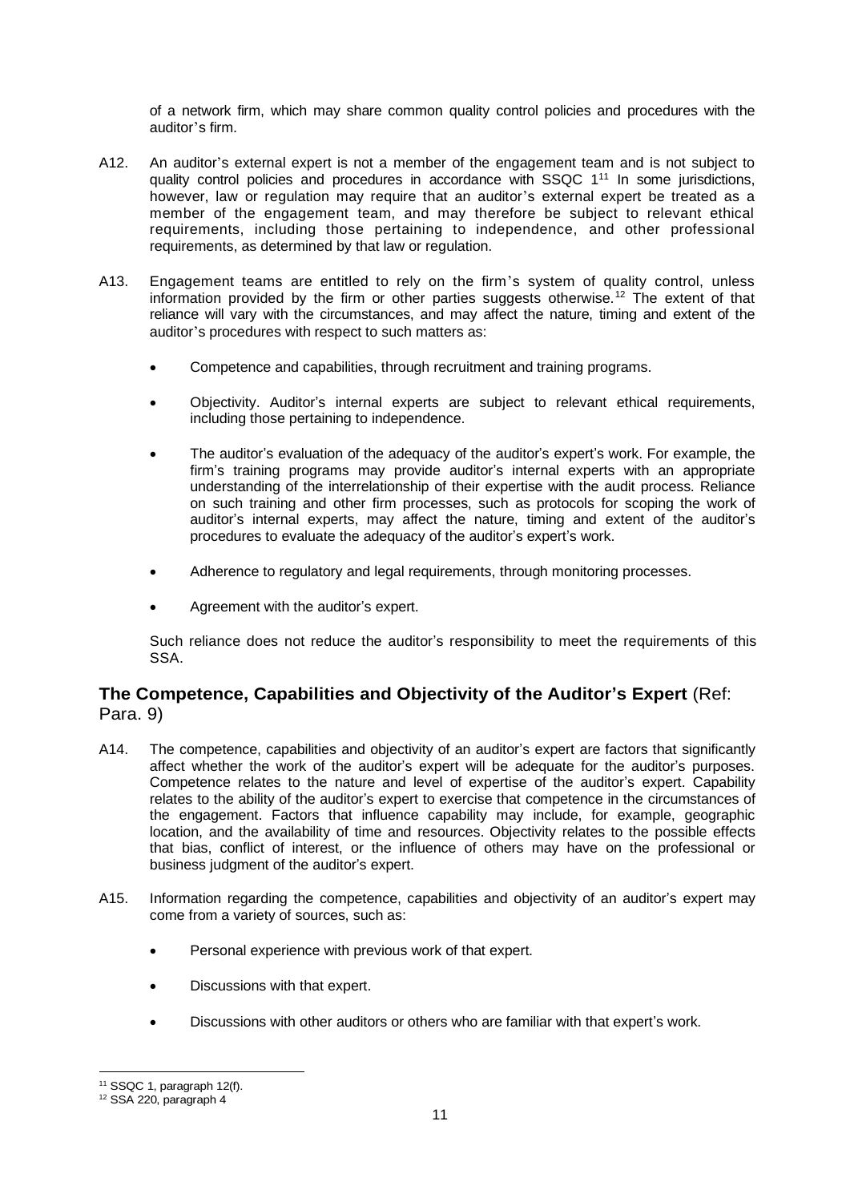of a network firm, which may share common quality control policies and procedures with the auditor's firm.

A12. An auditor's external expert is not a member of the engagement team and is not subject to quality control policies and procedures in accordance with SSQC 1[11] In some jurisdictions, however, law or regulation may require that an auditor's external expert be treated as a member of the engagement team, and may therefore be subject to relevant ethical requirements, including those pertaining to independence, and other professional requirements, as determined by that law or regulation.

A13. Engagement teams are entitled to rely on the firm's system of quality control, unless information provided by the firm or other parties suggests otherwise.[12] The extent of that reliance will vary with the circumstances, and may affect the nature, timing and extent of the auditor's procedures with respect to such matters as:

- Competence and capabilities, through recruitment and training programs.
- Objectivity. Auditor's internal experts are subject to relevant ethical requirements, including those pertaining to independence.
- The auditor's evaluation of the adequacy of the auditor's expert's work. For example, the firm's training programs may provide auditor's internal experts with an appropriate understanding of the interrelationship of their expertise with the audit process. Reliance on such training and other firm processes, such as protocols for scoping the work of auditor's internal experts, may affect the nature, timing and extent of the auditor's procedures to evaluate the adequacy of the auditor's expert's work.
- Adherence to regulatory and legal requirements, through monitoring processes.
- Agreement with the auditor's expert.

Such reliance does not reduce the auditor's responsibility to meet the requirements of this SSA.

## The Competence, Capabilities and Objectivity of the Auditor's Expert (Ref: Para. 9)

A14. The competence, capabilities and objectivity of an auditor's expert are factors that significantly affect whether the work of the auditor's expert will be adequate for the auditor's purposes. Competence relates to the nature and level of expertise of the auditor's expert. Capability relates to the ability of the auditor's expert to exercise that competence in the circumstances of the engagement. Factors that influence capability may include, for example, geographic location, and the availability of time and resources. Objectivity relates to the possible effects that bias, conflict of interest, or the influence of others may have on the professional or business judgment of the auditor's expert.

A15. Information regarding the competence, capabilities and objectivity of an auditor's expert may come from a variety of sources, such as:

- Personal experience with previous work of that expert.
- Discussions with that expert.
- Discussions with other auditors or others who are familiar with that expert's work.

---

[11] SSQC 1, paragraph 12(f).

[12] SSA 220, paragraph 4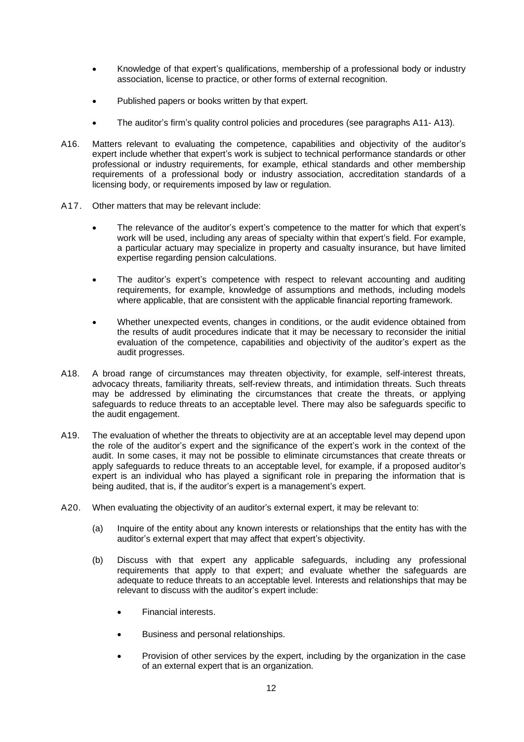- Knowledge of that expert's qualifications, membership of a professional body or industry association, license to practice, or other forms of external recognition.

- Published papers or books written by that expert.

- The auditor's firm's quality control policies and procedures (see paragraphs A11- A13).

A16. Matters relevant to evaluating the competence, capabilities and objectivity of the auditor's expert include whether that expert's work is subject to technical performance standards or other professional or industry requirements, for example, ethical standards and other membership requirements of a professional body or industry association, accreditation standards of a licensing body, or requirements imposed by law or regulation.

A17. Other matters that may be relevant include:

- The relevance of the auditor's expert's competence to the matter for which that expert's work will be used, including any areas of specialty within that expert's field. For example, a particular actuary may specialize in property and casualty insurance, but have limited expertise regarding pension calculations.

- The auditor's expert's competence with respect to relevant accounting and auditing requirements, for example, knowledge of assumptions and methods, including models where applicable, that are consistent with the applicable financial reporting framework.

- Whether unexpected events, changes in conditions, or the audit evidence obtained from the results of audit procedures indicate that it may be necessary to reconsider the initial evaluation of the competence, capabilities and objectivity of the auditor's expert as the audit progresses.

A18. A broad range of circumstances may threaten objectivity, for example, self-interest threats, advocacy threats, familiarity threats, self-review threats, and intimidation threats. Such threats may be addressed by eliminating the circumstances that create the threats, or applying safeguards to reduce threats to an acceptable level. There may also be safeguards specific to the audit engagement.

A19. The evaluation of whether the threats to objectivity are at an acceptable level may depend upon the role of the auditor's expert and the significance of the expert's work in the context of the audit. In some cases, it may not be possible to eliminate circumstances that create threats or apply safeguards to reduce threats to an acceptable level, for example, if a proposed auditor's expert is an individual who has played a significant role in preparing the information that is being audited, that is, if the auditor's expert is a management's expert.

A20. When evaluating the objectivity of an auditor's external expert, it may be relevant to:

(a) Inquire of the entity about any known interests or relationships that the entity has with the auditor's external expert that may affect that expert's objectivity.

(b) Discuss with that expert any applicable safeguards, including any professional requirements that apply to that expert; and evaluate whether the safeguards are adequate to reduce threats to an acceptable level. Interests and relationships that may be relevant to discuss with the auditor's expert include:

- Financial interests.

- Business and personal relationships.

- Provision of other services by the expert, including by the organization in the case of an external expert that is an organization.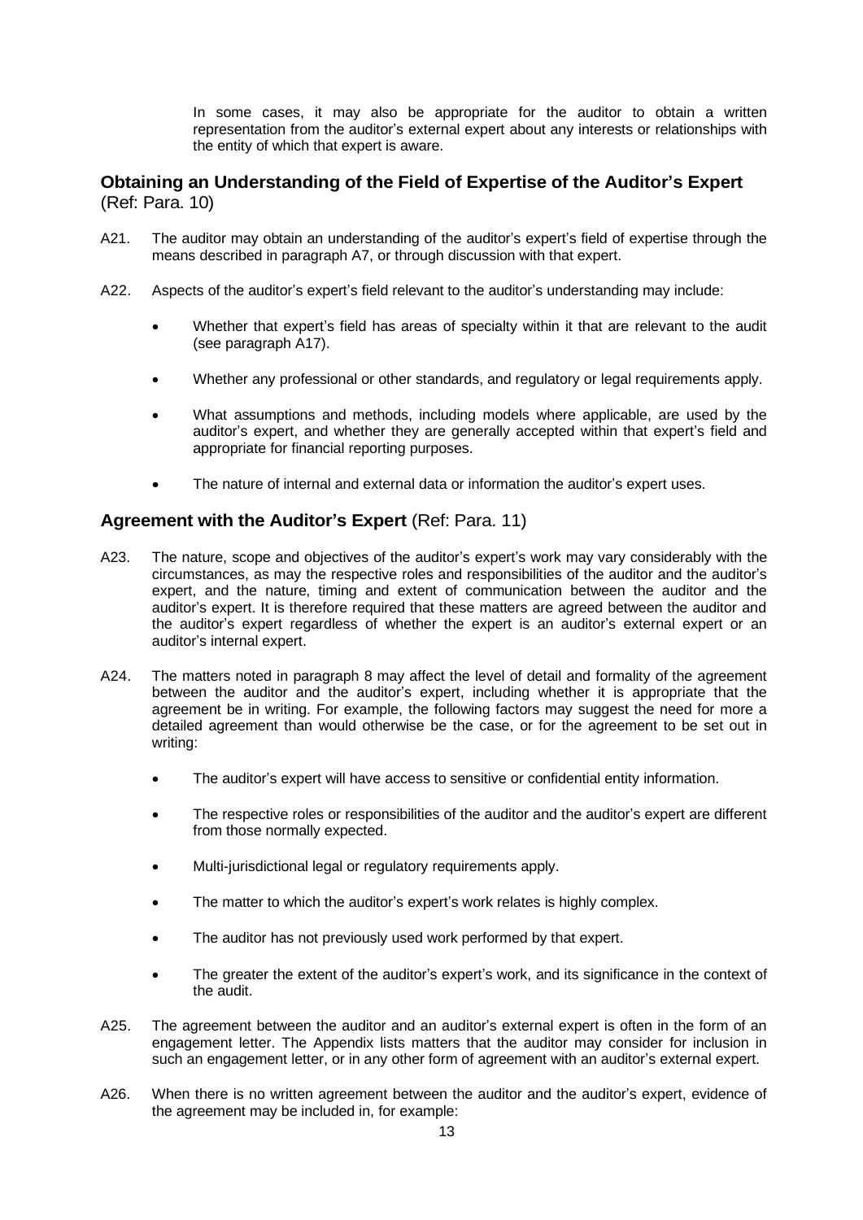In some cases, it may also be appropriate for the auditor to obtain a written representation from the auditor's external expert about any interests or relationships with the entity of which that expert is aware.

## Obtaining an Understanding of the Field of Expertise of the Auditor's Expert (Ref: Para. 10)

A21. The auditor may obtain an understanding of the auditor's expert's field of expertise through the means described in paragraph A7, or through discussion with that expert.

A22. Aspects of the auditor's expert's field relevant to the auditor's understanding may include:

- Whether that expert's field has areas of specialty within it that are relevant to the audit (see paragraph A17).
- Whether any professional or other standards, and regulatory or legal requirements apply.
- What assumptions and methods, including models where applicable, are used by the auditor's expert, and whether they are generally accepted within that expert's field and appropriate for financial reporting purposes.
- The nature of internal and external data or information the auditor's expert uses.

## Agreement with the Auditor's Expert (Ref: Para. 11)

A23. The nature, scope and objectives of the auditor's expert's work may vary considerably with the circumstances, as may the respective roles and responsibilities of the auditor and the auditor's expert, and the nature, timing and extent of communication between the auditor and the auditor's expert. It is therefore required that these matters are agreed between the auditor and the auditor's expert regardless of whether the expert is an auditor's external expert or an auditor's internal expert.

A24. The matters noted in paragraph 8 may affect the level of detail and formality of the agreement between the auditor and the auditor's expert, including whether it is appropriate that the agreement be in writing. For example, the following factors may suggest the need for more a detailed agreement than would otherwise be the case, or for the agreement to be set out in writing:

- The auditor's expert will have access to sensitive or confidential entity information.
- The respective roles or responsibilities of the auditor and the auditor's expert are different from those normally expected.
- Multi-jurisdictional legal or regulatory requirements apply.
- The matter to which the auditor's expert's work relates is highly complex.
- The auditor has not previously used work performed by that expert.
- The greater the extent of the auditor's expert's work, and its significance in the context of the audit.

A25. The agreement between the auditor and an auditor's external expert is often in the form of an engagement letter. The Appendix lists matters that the auditor may consider for inclusion in such an engagement letter, or in any other form of agreement with an auditor's external expert.

A26. When there is no written agreement between the auditor and the auditor's expert, evidence of the agreement may be included in, for example: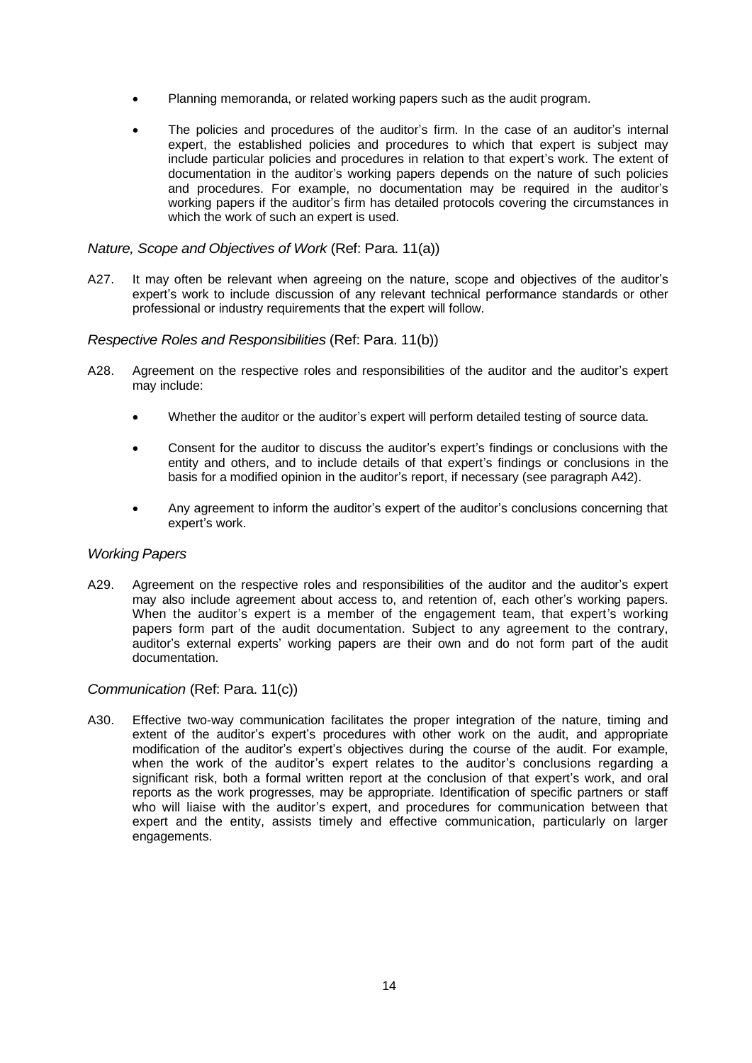- Planning memoranda, or related working papers such as the audit program.
- The policies and procedures of the auditor's firm. In the case of an auditor's internal expert, the established policies and procedures to which that expert is subject may include particular policies and procedures in relation to that expert's work. The extent of documentation in the auditor's working papers depends on the nature of such policies and procedures. For example, no documentation may be required in the auditor's working papers if the auditor's firm has detailed protocols covering the circumstances in which the work of such an expert is used.

*Nature, Scope and Objectives of Work* (Ref: Para. 11(a))

A27. It may often be relevant when agreeing on the nature, scope and objectives of the auditor's expert's work to include discussion of any relevant technical performance standards or other professional or industry requirements that the expert will follow.

*Respective Roles and Responsibilities* (Ref: Para. 11(b))

A28. Agreement on the respective roles and responsibilities of the auditor and the auditor's expert may include:

- Whether the auditor or the auditor's expert will perform detailed testing of source data.
- Consent for the auditor to discuss the auditor's expert's findings or conclusions with the entity and others, and to include details of that expert's findings or conclusions in the basis for a modified opinion in the auditor's report, if necessary (see paragraph A42).
- Any agreement to inform the auditor's expert of the auditor's conclusions concerning that expert's work.

*Working Papers*

A29. Agreement on the respective roles and responsibilities of the auditor and the auditor's expert may also include agreement about access to, and retention of, each other's working papers. When the auditor's expert is a member of the engagement team, that expert's working papers form part of the audit documentation. Subject to any agreement to the contrary, auditor's external experts' working papers are their own and do not form part of the audit documentation.

*Communication* (Ref: Para. 11(c))

A30. Effective two-way communication facilitates the proper integration of the nature, timing and extent of the auditor's expert's procedures with other work on the audit, and appropriate modification of the auditor's expert's objectives during the course of the audit. For example, when the work of the auditor's expert relates to the auditor's conclusions regarding a significant risk, both a formal written report at the conclusion of that expert's work, and oral reports as the work progresses, may be appropriate. Identification of specific partners or staff who will liaise with the auditor's expert, and procedures for communication between that expert and the entity, assists timely and effective communication, particularly on larger engagements.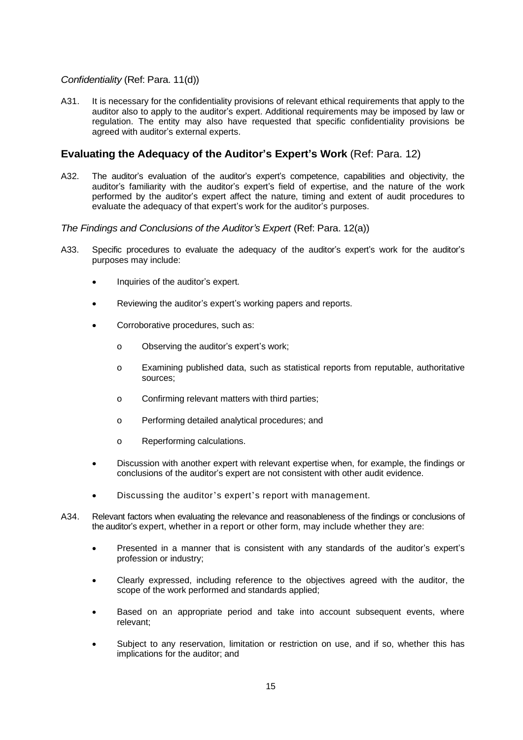*Confidentiality* (Ref: Para. 11(d))

A31. It is necessary for the confidentiality provisions of relevant ethical requirements that apply to the auditor also to apply to the auditor's expert. Additional requirements may be imposed by law or regulation. The entity may also have requested that specific confidentiality provisions be agreed with auditor's external experts.

## **Evaluating the Adequacy of the Auditor's Expert's Work** (Ref: Para. 12)

A32. The auditor's evaluation of the auditor's expert's competence, capabilities and objectivity, the auditor's familiarity with the auditor's expert's field of expertise, and the nature of the work performed by the auditor's expert affect the nature, timing and extent of audit procedures to evaluate the adequacy of that expert's work for the auditor's purposes.

*The Findings and Conclusions of the Auditor's Expert* (Ref: Para. 12(a))

A33. Specific procedures to evaluate the adequacy of the auditor's expert's work for the auditor's purposes may include:

- Inquiries of the auditor's expert.
- Reviewing the auditor's expert's working papers and reports.
- Corroborative procedures, such as:
  - o Observing the auditor's expert's work;
  - o Examining published data, such as statistical reports from reputable, authoritative sources;
  - o Confirming relevant matters with third parties;
  - o Performing detailed analytical procedures; and
  - o Reperforming calculations.
- Discussion with another expert with relevant expertise when, for example, the findings or conclusions of the auditor's expert are not consistent with other audit evidence.
- Discussing the auditor's expert's report with management.

A34. Relevant factors when evaluating the relevance and reasonableness of the findings or conclusions of the auditor's expert, whether in a report or other form, may include whether they are:

- Presented in a manner that is consistent with any standards of the auditor's expert's profession or industry;
- Clearly expressed, including reference to the objectives agreed with the auditor, the scope of the work performed and standards applied;
- Based on an appropriate period and take into account subsequent events, where relevant;
- Subject to any reservation, limitation or restriction on use, and if so, whether this has implications for the auditor; and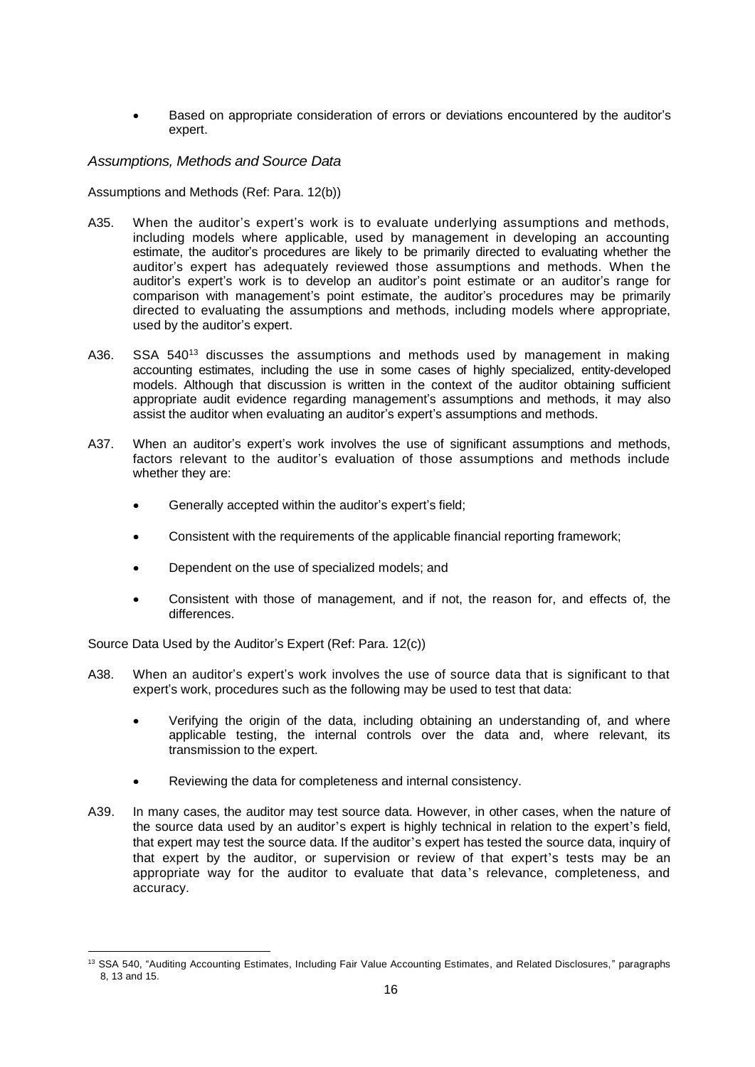- Based on appropriate consideration of errors or deviations encountered by the auditor's expert.

*Assumptions, Methods and Source Data*

Assumptions and Methods (Ref: Para. 12(b))

A35. When the auditor's expert's work is to evaluate underlying assumptions and methods, including models where applicable, used by management in developing an accounting estimate, the auditor's procedures are likely to be primarily directed to evaluating whether the auditor's expert has adequately reviewed those assumptions and methods. When the auditor's expert's work is to develop an auditor's point estimate or an auditor's range for comparison with management's point estimate, the auditor's procedures may be primarily directed to evaluating the assumptions and methods, including models where appropriate, used by the auditor's expert.

A36. SSA 540[13] discusses the assumptions and methods used by management in making accounting estimates, including the use in some cases of highly specialized, entity-developed models. Although that discussion is written in the context of the auditor obtaining sufficient appropriate audit evidence regarding management's assumptions and methods, it may also assist the auditor when evaluating an auditor's expert's assumptions and methods.

A37. When an auditor's expert's work involves the use of significant assumptions and methods, factors relevant to the auditor's evaluation of those assumptions and methods include whether they are:

- Generally accepted within the auditor's expert's field;
- Consistent with the requirements of the applicable financial reporting framework;
- Dependent on the use of specialized models; and
- Consistent with those of management, and if not, the reason for, and effects of, the differences.

Source Data Used by the Auditor's Expert (Ref: Para. 12(c))

A38. When an auditor's expert's work involves the use of source data that is significant to that expert's work, procedures such as the following may be used to test that data:

- Verifying the origin of the data, including obtaining an understanding of, and where applicable testing, the internal controls over the data and, where relevant, its transmission to the expert.
- Reviewing the data for completeness and internal consistency.

A39. In many cases, the auditor may test source data. However, in other cases, when the nature of the source data used by an auditor's expert is highly technical in relation to the expert's field, that expert may test the source data. If the auditor's expert has tested the source data, inquiry of that expert by the auditor, or supervision or review of that expert's tests may be an appropriate way for the auditor to evaluate that data's relevance, completeness, and accuracy.

---

[13] SSA 540, "Auditing Accounting Estimates, Including Fair Value Accounting Estimates, and Related Disclosures," paragraphs 8, 13 and 15.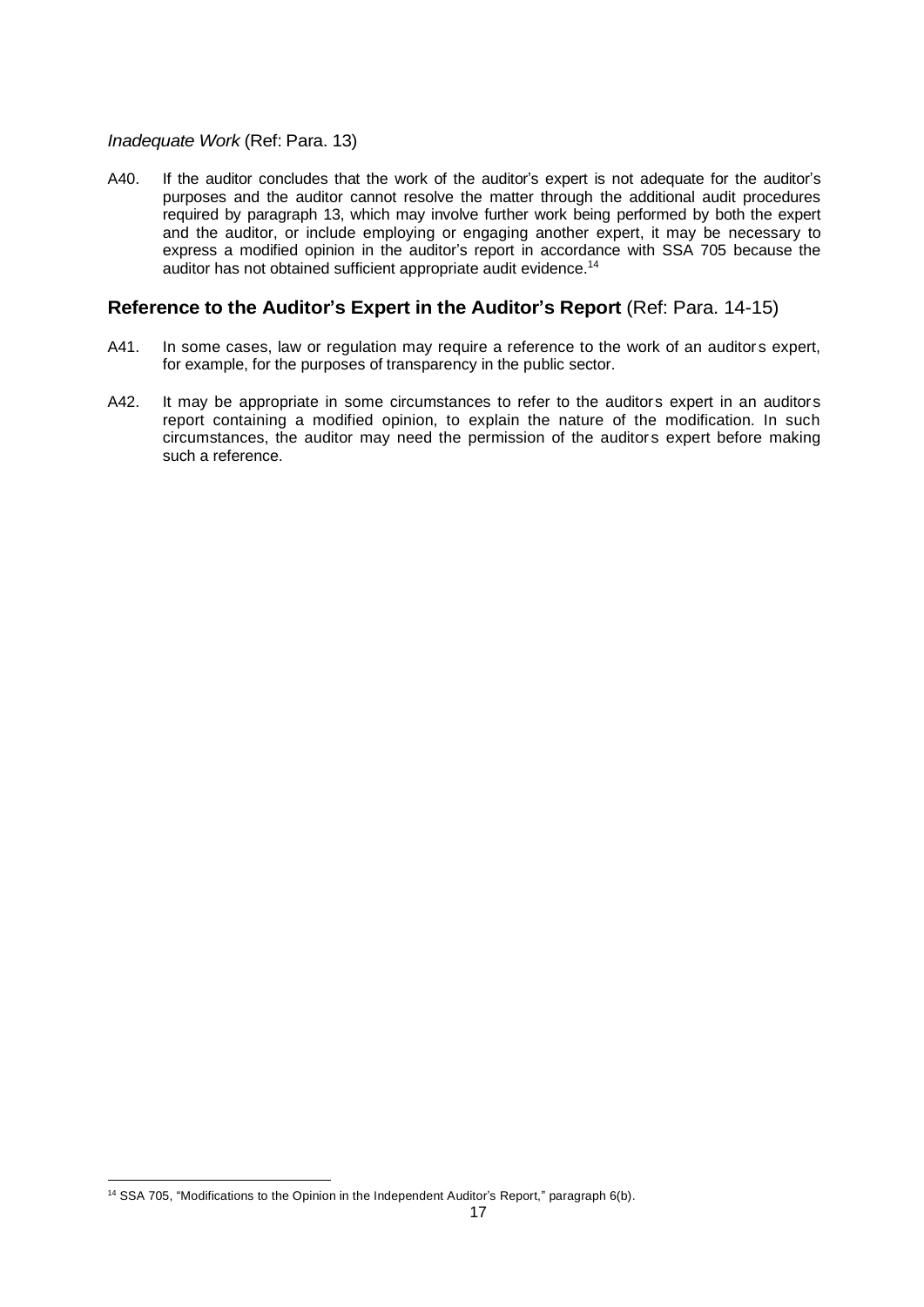*Inadequate Work* (Ref: Para. 13)

A40. If the auditor concludes that the work of the auditor's expert is not adequate for the auditor's purposes and the auditor cannot resolve the matter through the additional audit procedures required by paragraph 13, which may involve further work being performed by both the expert and the auditor, or include employing or engaging another expert, it may be necessary to express a modified opinion in the auditor's report in accordance with SSA 705 because the auditor has not obtained sufficient appropriate audit evidence.[14]

## Reference to the Auditor's Expert in the Auditor's Report (Ref: Para. 14-15)

A41. In some cases, law or regulation may require a reference to the work of an auditors expert, for example, for the purposes of transparency in the public sector.

A42. It may be appropriate in some circumstances to refer to the auditors expert in an auditors report containing a modified opinion, to explain the nature of the modification. In such circumstances, the auditor may need the permission of the auditors expert before making such a reference.

[14] SSA 705, "Modifications to the Opinion in the Independent Auditor's Report," paragraph 6(b).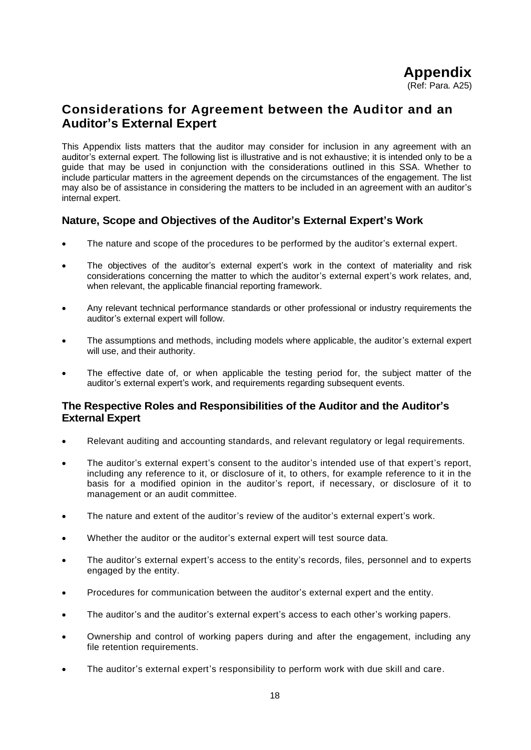# Appendix

(Ref: Para. A25)

## Considerations for Agreement between the Auditor and an Auditor's External Expert

This Appendix lists matters that the auditor may consider for inclusion in any agreement with an auditor's external expert. The following list is illustrative and is not exhaustive; it is intended only to be a guide that may be used in conjunction with the considerations outlined in this SSA. Whether to include particular matters in the agreement depends on the circumstances of the engagement. The list may also be of assistance in considering the matters to be included in an agreement with an auditor's internal expert.

### Nature, Scope and Objectives of the Auditor's External Expert's Work

- The nature and scope of the procedures to be performed by the auditor's external expert.
- The objectives of the auditor's external expert's work in the context of materiality and risk considerations concerning the matter to which the auditor's external expert's work relates, and, when relevant, the applicable financial reporting framework.
- Any relevant technical performance standards or other professional or industry requirements the auditor's external expert will follow.
- The assumptions and methods, including models where applicable, the auditor's external expert will use, and their authority.
- The effective date of, or when applicable the testing period for, the subject matter of the auditor's external expert's work, and requirements regarding subsequent events.

### The Respective Roles and Responsibilities of the Auditor and the Auditor's External Expert

- Relevant auditing and accounting standards, and relevant regulatory or legal requirements.
- The auditor's external expert's consent to the auditor's intended use of that expert's report, including any reference to it, or disclosure of it, to others, for example reference to it in the basis for a modified opinion in the auditor's report, if necessary, or disclosure of it to management or an audit committee.
- The nature and extent of the auditor's review of the auditor's external expert's work.
- Whether the auditor or the auditor's external expert will test source data.
- The auditor's external expert's access to the entity's records, files, personnel and to experts engaged by the entity.
- Procedures for communication between the auditor's external expert and the entity.
- The auditor's and the auditor's external expert's access to each other's working papers.
- Ownership and control of working papers during and after the engagement, including any file retention requirements.
- The auditor's external expert's responsibility to perform work with due skill and care.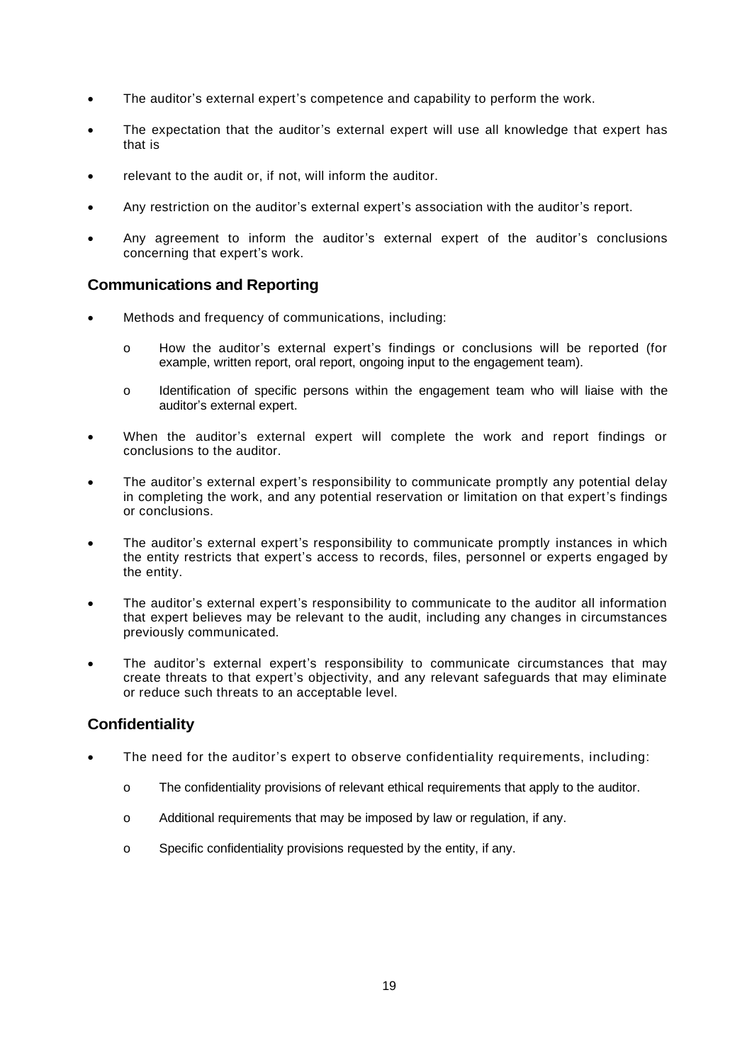- The auditor's external expert's competence and capability to perform the work.
- The expectation that the auditor's external expert will use all knowledge that expert has that is
- relevant to the audit or, if not, will inform the auditor.
- Any restriction on the auditor's external expert's association with the auditor's report.
- Any agreement to inform the auditor's external expert of the auditor's conclusions concerning that expert's work.

### Communications and Reporting

- Methods and frequency of communications, including:
  - o How the auditor's external expert's findings or conclusions will be reported (for example, written report, oral report, ongoing input to the engagement team).
  - o Identification of specific persons within the engagement team who will liaise with the auditor's external expert.
- When the auditor's external expert will complete the work and report findings or conclusions to the auditor.
- The auditor's external expert's responsibility to communicate promptly any potential delay in completing the work, and any potential reservation or limitation on that expert's findings or conclusions.
- The auditor's external expert's responsibility to communicate promptly instances in which the entity restricts that expert's access to records, files, personnel or experts engaged by the entity.
- The auditor's external expert's responsibility to communicate to the auditor all information that expert believes may be relevant to the audit, including any changes in circumstances previously communicated.
- The auditor's external expert's responsibility to communicate circumstances that may create threats to that expert's objectivity, and any relevant safeguards that may eliminate or reduce such threats to an acceptable level.

### Confidentiality

- The need for the auditor's expert to observe confidentiality requirements, including:
  - o The confidentiality provisions of relevant ethical requirements that apply to the auditor.
  - o Additional requirements that may be imposed by law or regulation, if any.
  - o Specific confidentiality provisions requested by the entity, if any.